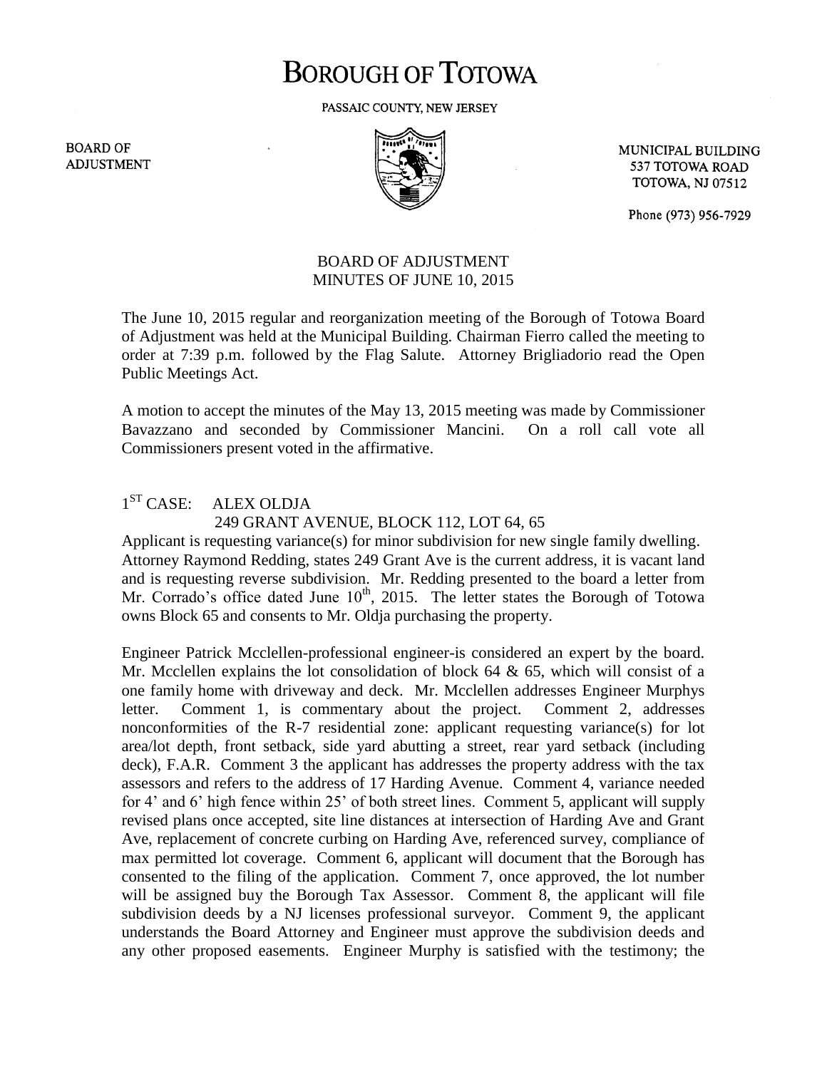# BOROUGH OF TOTOWA

PASSAIC COUNTY, NEW JERSEY

BOARD OF ADJUSTMENT

MUNICIPAL BUILDING
537 TOTOWA ROAD
TOTOWA, NJ 07512

Phone (973) 956-7929

## BOARD OF ADJUSTMENT
## MINUTES OF JUNE 10, 2015

The June 10, 2015 regular and reorganization meeting of the Borough of Totowa Board of Adjustment was held at the Municipal Building. Chairman Fierro called the meeting to order at 7:39 p.m. followed by the Flag Salute. Attorney Brigliadorio read the Open Public Meetings Act.

A motion to accept the minutes of the May 13, 2015 meeting was made by Commissioner Bavazzano and seconded by Commissioner Mancini. On a roll call vote all Commissioners present voted in the affirmative.

1ST CASE: ALEX OLDJA
249 GRANT AVENUE, BLOCK 112, LOT 64, 65

Applicant is requesting variance(s) for minor subdivision for new single family dwelling. Attorney Raymond Redding, states 249 Grant Ave is the current address, it is vacant land and is requesting reverse subdivision. Mr. Redding presented to the board a letter from Mr. Corrado's office dated June 10th, 2015. The letter states the Borough of Totowa owns Block 65 and consents to Mr. Oldja purchasing the property.

Engineer Patrick Mcclellen-professional engineer-is considered an expert by the board. Mr. Mcclellen explains the lot consolidation of block 64 & 65, which will consist of a one family home with driveway and deck. Mr. Mcclellen addresses Engineer Murphys letter. Comment 1, is commentary about the project. Comment 2, addresses nonconformities of the R-7 residential zone: applicant requesting variance(s) for lot area/lot depth, front setback, side yard abutting a street, rear yard setback (including deck), F.A.R. Comment 3 the applicant has addresses the property address with the tax assessors and refers to the address of 17 Harding Avenue. Comment 4, variance needed for 4' and 6' high fence within 25' of both street lines. Comment 5, applicant will supply revised plans once accepted, site line distances at intersection of Harding Ave and Grant Ave, replacement of concrete curbing on Harding Ave, referenced survey, compliance of max permitted lot coverage. Comment 6, applicant will document that the Borough has consented to the filing of the application. Comment 7, once approved, the lot number will be assigned buy the Borough Tax Assessor. Comment 8, the applicant will file subdivision deeds by a NJ licenses professional surveyor. Comment 9, the applicant understands the Board Attorney and Engineer must approve the subdivision deeds and any other proposed easements. Engineer Murphy is satisfied with the testimony; the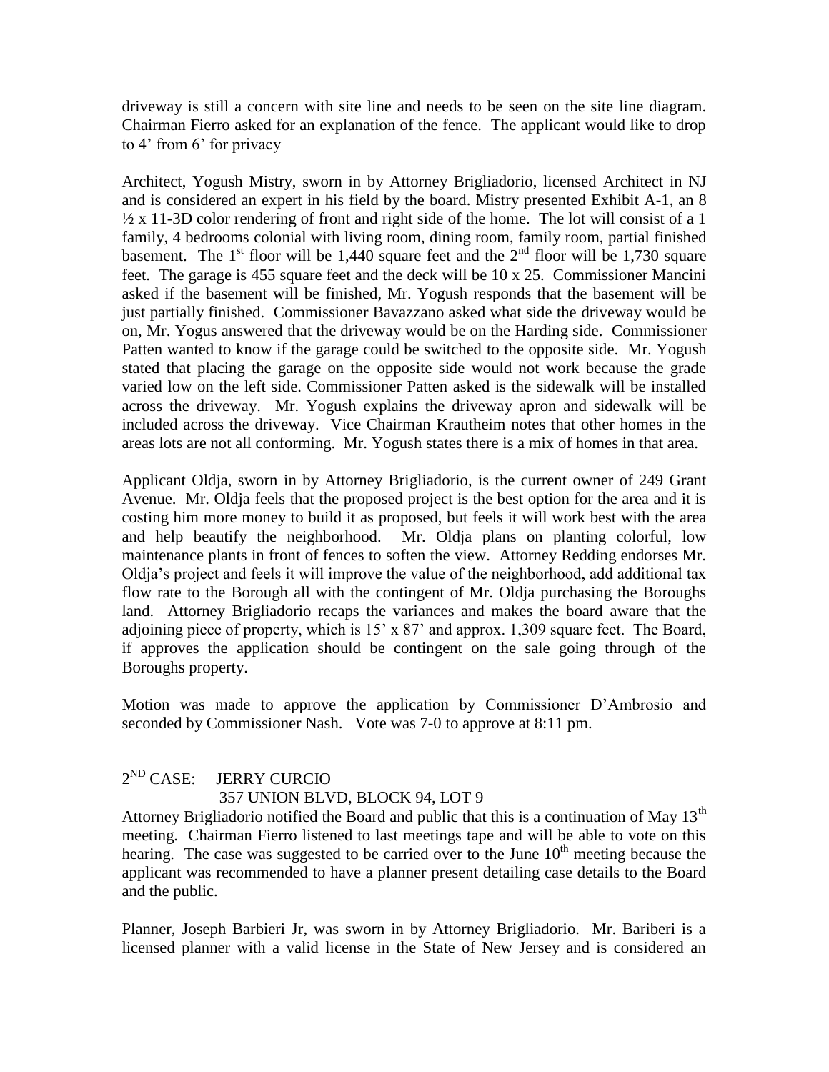driveway is still a concern with site line and needs to be seen on the site line diagram. Chairman Fierro asked for an explanation of the fence. The applicant would like to drop to 4' from 6' for privacy

Architect, Yogush Mistry, sworn in by Attorney Brigliadorio, licensed Architect in NJ and is considered an expert in his field by the board. Mistry presented Exhibit A-1, an 8 ½ x 11-3D color rendering of front and right side of the home. The lot will consist of a 1 family, 4 bedrooms colonial with living room, dining room, family room, partial finished basement. The 1st floor will be 1,440 square feet and the 2nd floor will be 1,730 square feet. The garage is 455 square feet and the deck will be 10 x 25. Commissioner Mancini asked if the basement will be finished, Mr. Yogush responds that the basement will be just partially finished. Commissioner Bavazzano asked what side the driveway would be on, Mr. Yogus answered that the driveway would be on the Harding side. Commissioner Patten wanted to know if the garage could be switched to the opposite side. Mr. Yogush stated that placing the garage on the opposite side would not work because the grade varied low on the left side. Commissioner Patten asked is the sidewalk will be installed across the driveway. Mr. Yogush explains the driveway apron and sidewalk will be included across the driveway. Vice Chairman Krautheim notes that other homes in the areas lots are not all conforming. Mr. Yogush states there is a mix of homes in that area.

Applicant Oldja, sworn in by Attorney Brigliadorio, is the current owner of 249 Grant Avenue. Mr. Oldja feels that the proposed project is the best option for the area and it is costing him more money to build it as proposed, but feels it will work best with the area and help beautify the neighborhood. Mr. Oldja plans on planting colorful, low maintenance plants in front of fences to soften the view. Attorney Redding endorses Mr. Oldja's project and feels it will improve the value of the neighborhood, add additional tax flow rate to the Borough all with the contingent of Mr. Oldja purchasing the Boroughs land. Attorney Brigliadorio recaps the variances and makes the board aware that the adjoining piece of property, which is 15' x 87' and approx. 1,309 square feet. The Board, if approves the application should be contingent on the sale going through of the Boroughs property.

Motion was made to approve the application by Commissioner D'Ambrosio and seconded by Commissioner Nash. Vote was 7-0 to approve at 8:11 pm.

2ND CASE: JERRY CURCIO
357 UNION BLVD, BLOCK 94, LOT 9

Attorney Brigliadorio notified the Board and public that this is a continuation of May 13th meeting. Chairman Fierro listened to last meetings tape and will be able to vote on this hearing. The case was suggested to be carried over to the June 10th meeting because the applicant was recommended to have a planner present detailing case details to the Board and the public.

Planner, Joseph Barbieri Jr, was sworn in by Attorney Brigliadorio. Mr. Bariberi is a licensed planner with a valid license in the State of New Jersey and is considered an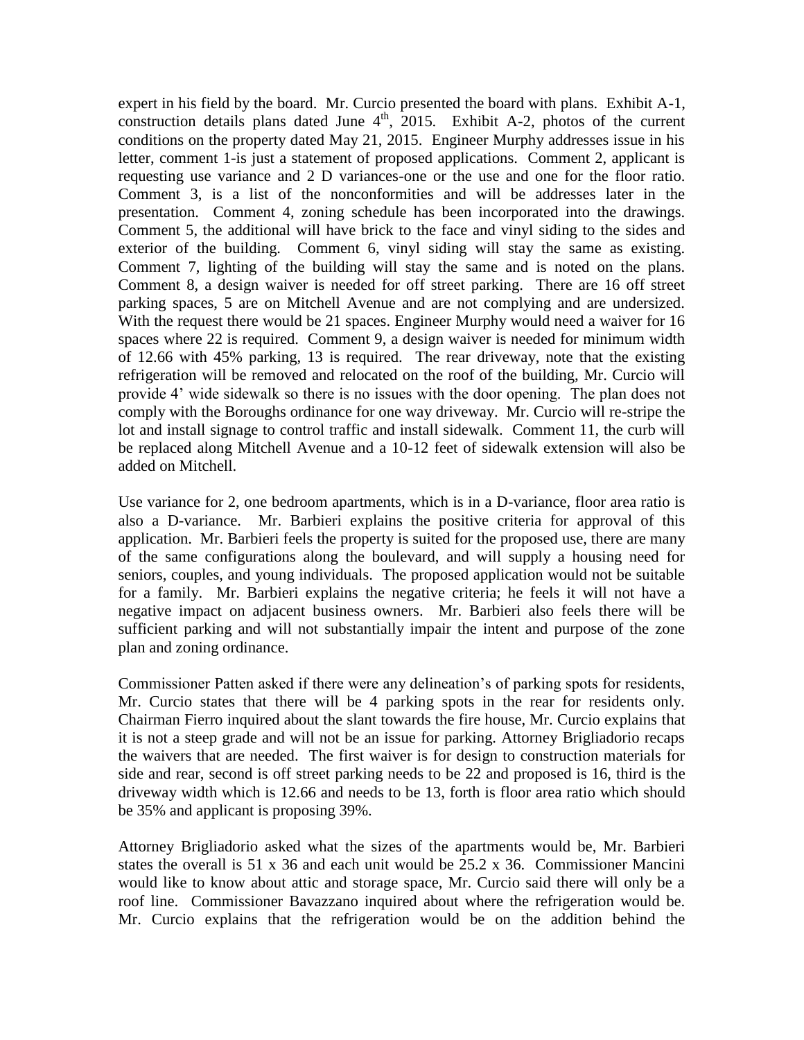expert in his field by the board. Mr. Curcio presented the board with plans. Exhibit A-1, construction details plans dated June 4th, 2015. Exhibit A-2, photos of the current conditions on the property dated May 21, 2015. Engineer Murphy addresses issue in his letter, comment 1-is just a statement of proposed applications. Comment 2, applicant is requesting use variance and 2 D variances-one or the use and one for the floor ratio. Comment 3, is a list of the nonconformities and will be addresses later in the presentation. Comment 4, zoning schedule has been incorporated into the drawings. Comment 5, the additional will have brick to the face and vinyl siding to the sides and exterior of the building. Comment 6, vinyl siding will stay the same as existing. Comment 7, lighting of the building will stay the same and is noted on the plans. Comment 8, a design waiver is needed for off street parking. There are 16 off street parking spaces, 5 are on Mitchell Avenue and are not complying and are undersized. With the request there would be 21 spaces. Engineer Murphy would need a waiver for 16 spaces where 22 is required. Comment 9, a design waiver is needed for minimum width of 12.66 with 45% parking, 13 is required. The rear driveway, note that the existing refrigeration will be removed and relocated on the roof of the building, Mr. Curcio will provide 4' wide sidewalk so there is no issues with the door opening. The plan does not comply with the Boroughs ordinance for one way driveway. Mr. Curcio will re-stripe the lot and install signage to control traffic and install sidewalk. Comment 11, the curb will be replaced along Mitchell Avenue and a 10-12 feet of sidewalk extension will also be added on Mitchell.

Use variance for 2, one bedroom apartments, which is in a D-variance, floor area ratio is also a D-variance. Mr. Barbieri explains the positive criteria for approval of this application. Mr. Barbieri feels the property is suited for the proposed use, there are many of the same configurations along the boulevard, and will supply a housing need for seniors, couples, and young individuals. The proposed application would not be suitable for a family. Mr. Barbieri explains the negative criteria; he feels it will not have a negative impact on adjacent business owners. Mr. Barbieri also feels there will be sufficient parking and will not substantially impair the intent and purpose of the zone plan and zoning ordinance.

Commissioner Patten asked if there were any delineation's of parking spots for residents, Mr. Curcio states that there will be 4 parking spots in the rear for residents only. Chairman Fierro inquired about the slant towards the fire house, Mr. Curcio explains that it is not a steep grade and will not be an issue for parking. Attorney Brigliadorio recaps the waivers that are needed. The first waiver is for design to construction materials for side and rear, second is off street parking needs to be 22 and proposed is 16, third is the driveway width which is 12.66 and needs to be 13, forth is floor area ratio which should be 35% and applicant is proposing 39%.

Attorney Brigliadorio asked what the sizes of the apartments would be, Mr. Barbieri states the overall is 51 x 36 and each unit would be 25.2 x 36. Commissioner Mancini would like to know about attic and storage space, Mr. Curcio said there will only be a roof line. Commissioner Bavazzano inquired about where the refrigeration would be. Mr. Curcio explains that the refrigeration would be on the addition behind the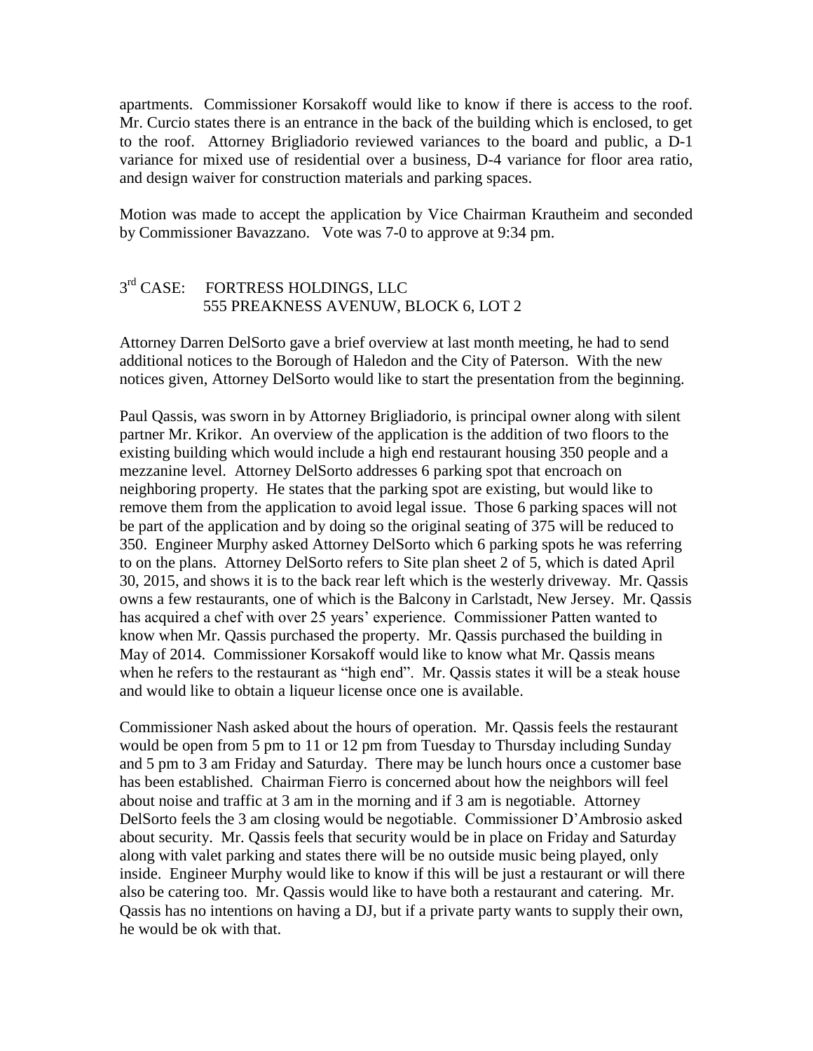apartments. Commissioner Korsakoff would like to know if there is access to the roof. Mr. Curcio states there is an entrance in the back of the building which is enclosed, to get to the roof. Attorney Brigliadorio reviewed variances to the board and public, a D-1 variance for mixed use of residential over a business, D-4 variance for floor area ratio, and design waiver for construction materials and parking spaces.

Motion was made to accept the application by Vice Chairman Krautheim and seconded by Commissioner Bavazzano. Vote was 7-0 to approve at 9:34 pm.

3rd CASE: FORTRESS HOLDINGS, LLC
555 PREAKNESS AVENUW, BLOCK 6, LOT 2

Attorney Darren DelSorto gave a brief overview at last month meeting, he had to send additional notices to the Borough of Haledon and the City of Paterson. With the new notices given, Attorney DelSorto would like to start the presentation from the beginning.

Paul Qassis, was sworn in by Attorney Brigliadorio, is principal owner along with silent partner Mr. Krikor. An overview of the application is the addition of two floors to the existing building which would include a high end restaurant housing 350 people and a mezzanine level. Attorney DelSorto addresses 6 parking spot that encroach on neighboring property. He states that the parking spot are existing, but would like to remove them from the application to avoid legal issue. Those 6 parking spaces will not be part of the application and by doing so the original seating of 375 will be reduced to 350. Engineer Murphy asked Attorney DelSorto which 6 parking spots he was referring to on the plans. Attorney DelSorto refers to Site plan sheet 2 of 5, which is dated April 30, 2015, and shows it is to the back rear left which is the westerly driveway. Mr. Qassis owns a few restaurants, one of which is the Balcony in Carlstadt, New Jersey. Mr. Qassis has acquired a chef with over 25 years' experience. Commissioner Patten wanted to know when Mr. Qassis purchased the property. Mr. Qassis purchased the building in May of 2014. Commissioner Korsakoff would like to know what Mr. Qassis means when he refers to the restaurant as "high end". Mr. Qassis states it will be a steak house and would like to obtain a liqueur license once one is available.

Commissioner Nash asked about the hours of operation. Mr. Qassis feels the restaurant would be open from 5 pm to 11 or 12 pm from Tuesday to Thursday including Sunday and 5 pm to 3 am Friday and Saturday. There may be lunch hours once a customer base has been established. Chairman Fierro is concerned about how the neighbors will feel about noise and traffic at 3 am in the morning and if 3 am is negotiable. Attorney DelSorto feels the 3 am closing would be negotiable. Commissioner D'Ambrosio asked about security. Mr. Qassis feels that security would be in place on Friday and Saturday along with valet parking and states there will be no outside music being played, only inside. Engineer Murphy would like to know if this will be just a restaurant or will there also be catering too. Mr. Qassis would like to have both a restaurant and catering. Mr. Qassis has no intentions on having a DJ, but if a private party wants to supply their own, he would be ok with that.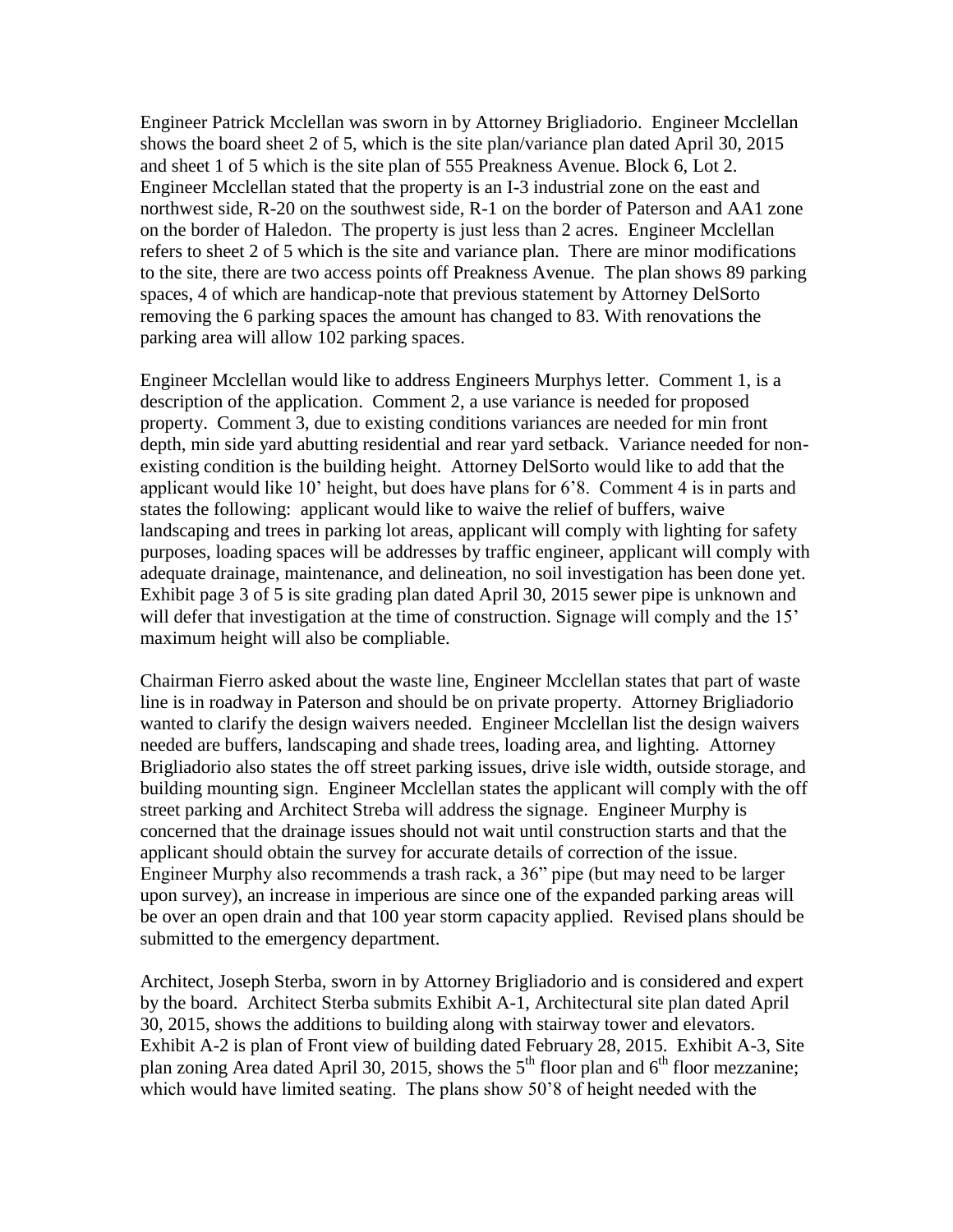Engineer Patrick Mcclellan was sworn in by Attorney Brigliadorio. Engineer Mcclellan shows the board sheet 2 of 5, which is the site plan/variance plan dated April 30, 2015 and sheet 1 of 5 which is the site plan of 555 Preakness Avenue. Block 6, Lot 2. Engineer Mcclellan stated that the property is an I-3 industrial zone on the east and northwest side, R-20 on the southwest side, R-1 on the border of Paterson and AA1 zone on the border of Haledon. The property is just less than 2 acres. Engineer Mcclellan refers to sheet 2 of 5 which is the site and variance plan. There are minor modifications to the site, there are two access points off Preakness Avenue. The plan shows 89 parking spaces, 4 of which are handicap-note that previous statement by Attorney DelSorto removing the 6 parking spaces the amount has changed to 83. With renovations the parking area will allow 102 parking spaces.

Engineer Mcclellan would like to address Engineers Murphys letter. Comment 1, is a description of the application. Comment 2, a use variance is needed for proposed property. Comment 3, due to existing conditions variances are needed for min front depth, min side yard abutting residential and rear yard setback. Variance needed for non-existing condition is the building height. Attorney DelSorto would like to add that the applicant would like 10' height, but does have plans for 6'8. Comment 4 is in parts and states the following: applicant would like to waive the relief of buffers, waive landscaping and trees in parking lot areas, applicant will comply with lighting for safety purposes, loading spaces will be addresses by traffic engineer, applicant will comply with adequate drainage, maintenance, and delineation, no soil investigation has been done yet. Exhibit page 3 of 5 is site grading plan dated April 30, 2015 sewer pipe is unknown and will defer that investigation at the time of construction. Signage will comply and the 15' maximum height will also be compliable.

Chairman Fierro asked about the waste line, Engineer Mcclellan states that part of waste line is in roadway in Paterson and should be on private property. Attorney Brigliadorio wanted to clarify the design waivers needed. Engineer Mcclellan list the design waivers needed are buffers, landscaping and shade trees, loading area, and lighting. Attorney Brigliadorio also states the off street parking issues, drive isle width, outside storage, and building mounting sign. Engineer Mcclellan states the applicant will comply with the off street parking and Architect Streba will address the signage. Engineer Murphy is concerned that the drainage issues should not wait until construction starts and that the applicant should obtain the survey for accurate details of correction of the issue. Engineer Murphy also recommends a trash rack, a 36" pipe (but may need to be larger upon survey), an increase in imperious are since one of the expanded parking areas will be over an open drain and that 100 year storm capacity applied. Revised plans should be submitted to the emergency department.

Architect, Joseph Sterba, sworn in by Attorney Brigliadorio and is considered and expert by the board. Architect Sterba submits Exhibit A-1, Architectural site plan dated April 30, 2015, shows the additions to building along with stairway tower and elevators. Exhibit A-2 is plan of Front view of building dated February 28, 2015. Exhibit A-3, Site plan zoning Area dated April 30, 2015, shows the 5th floor plan and 6th floor mezzanine; which would have limited seating. The plans show 50'8 of height needed with the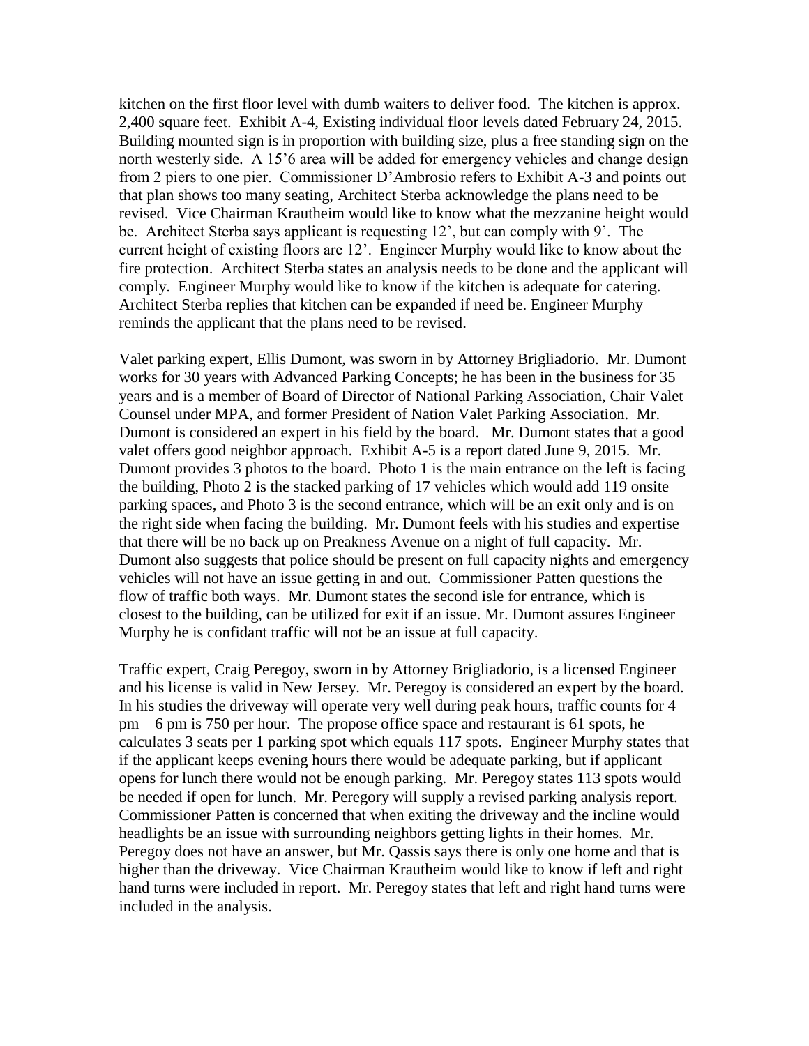kitchen on the first floor level with dumb waiters to deliver food. The kitchen is approx. 2,400 square feet. Exhibit A-4, Existing individual floor levels dated February 24, 2015. Building mounted sign is in proportion with building size, plus a free standing sign on the north westerly side. A 15'6 area will be added for emergency vehicles and change design from 2 piers to one pier. Commissioner D'Ambrosio refers to Exhibit A-3 and points out that plan shows too many seating, Architect Sterba acknowledge the plans need to be revised. Vice Chairman Krautheim would like to know what the mezzanine height would be. Architect Sterba says applicant is requesting 12', but can comply with 9'. The current height of existing floors are 12'. Engineer Murphy would like to know about the fire protection. Architect Sterba states an analysis needs to be done and the applicant will comply. Engineer Murphy would like to know if the kitchen is adequate for catering. Architect Sterba replies that kitchen can be expanded if need be. Engineer Murphy reminds the applicant that the plans need to be revised.

Valet parking expert, Ellis Dumont, was sworn in by Attorney Brigliadorio. Mr. Dumont works for 30 years with Advanced Parking Concepts; he has been in the business for 35 years and is a member of Board of Director of National Parking Association, Chair Valet Counsel under MPA, and former President of Nation Valet Parking Association. Mr. Dumont is considered an expert in his field by the board. Mr. Dumont states that a good valet offers good neighbor approach. Exhibit A-5 is a report dated June 9, 2015. Mr. Dumont provides 3 photos to the board. Photo 1 is the main entrance on the left is facing the building, Photo 2 is the stacked parking of 17 vehicles which would add 119 onsite parking spaces, and Photo 3 is the second entrance, which will be an exit only and is on the right side when facing the building. Mr. Dumont feels with his studies and expertise that there will be no back up on Preakness Avenue on a night of full capacity. Mr. Dumont also suggests that police should be present on full capacity nights and emergency vehicles will not have an issue getting in and out. Commissioner Patten questions the flow of traffic both ways. Mr. Dumont states the second isle for entrance, which is closest to the building, can be utilized for exit if an issue. Mr. Dumont assures Engineer Murphy he is confidant traffic will not be an issue at full capacity.

Traffic expert, Craig Peregoy, sworn in by Attorney Brigliadorio, is a licensed Engineer and his license is valid in New Jersey. Mr. Peregoy is considered an expert by the board. In his studies the driveway will operate very well during peak hours, traffic counts for 4 pm – 6 pm is 750 per hour. The propose office space and restaurant is 61 spots, he calculates 3 seats per 1 parking spot which equals 117 spots. Engineer Murphy states that if the applicant keeps evening hours there would be adequate parking, but if applicant opens for lunch there would not be enough parking. Mr. Peregoy states 113 spots would be needed if open for lunch. Mr. Peregory will supply a revised parking analysis report. Commissioner Patten is concerned that when exiting the driveway and the incline would headlights be an issue with surrounding neighbors getting lights in their homes. Mr. Peregoy does not have an answer, but Mr. Qassis says there is only one home and that is higher than the driveway. Vice Chairman Krautheim would like to know if left and right hand turns were included in report. Mr. Peregoy states that left and right hand turns were included in the analysis.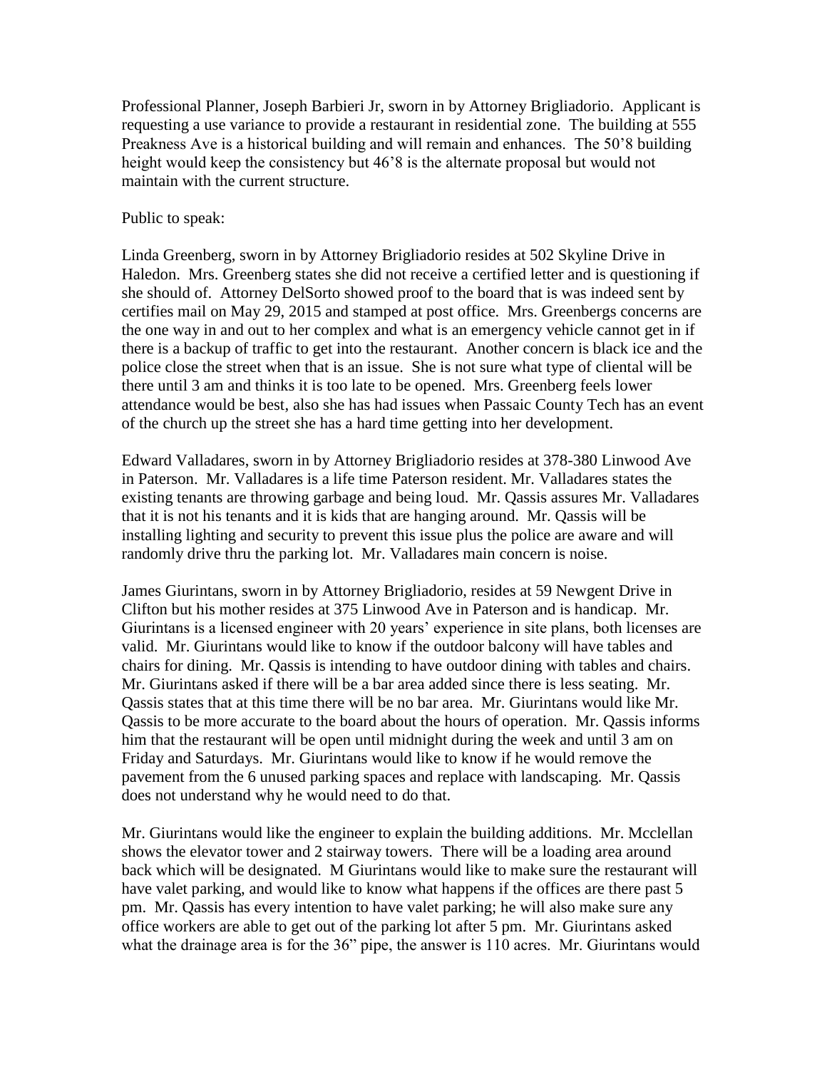Professional Planner, Joseph Barbieri Jr, sworn in by Attorney Brigliadorio. Applicant is requesting a use variance to provide a restaurant in residential zone. The building at 555 Preakness Ave is a historical building and will remain and enhances. The 50'8 building height would keep the consistency but 46'8 is the alternate proposal but would not maintain with the current structure.

Public to speak:

Linda Greenberg, sworn in by Attorney Brigliadorio resides at 502 Skyline Drive in Haledon. Mrs. Greenberg states she did not receive a certified letter and is questioning if she should of. Attorney DelSorto showed proof to the board that is was indeed sent by certifies mail on May 29, 2015 and stamped at post office. Mrs. Greenbergs concerns are the one way in and out to her complex and what is an emergency vehicle cannot get in if there is a backup of traffic to get into the restaurant. Another concern is black ice and the police close the street when that is an issue. She is not sure what type of cliental will be there until 3 am and thinks it is too late to be opened. Mrs. Greenberg feels lower attendance would be best, also she has had issues when Passaic County Tech has an event of the church up the street she has a hard time getting into her development.

Edward Valladares, sworn in by Attorney Brigliadorio resides at 378-380 Linwood Ave in Paterson. Mr. Valladares is a life time Paterson resident. Mr. Valladares states the existing tenants are throwing garbage and being loud. Mr. Qassis assures Mr. Valladares that it is not his tenants and it is kids that are hanging around. Mr. Qassis will be installing lighting and security to prevent this issue plus the police are aware and will randomly drive thru the parking lot. Mr. Valladares main concern is noise.

James Giurintans, sworn in by Attorney Brigliadorio, resides at 59 Newgent Drive in Clifton but his mother resides at 375 Linwood Ave in Paterson and is handicap. Mr. Giurintans is a licensed engineer with 20 years' experience in site plans, both licenses are valid. Mr. Giurintans would like to know if the outdoor balcony will have tables and chairs for dining. Mr. Qassis is intending to have outdoor dining with tables and chairs. Mr. Giurintans asked if there will be a bar area added since there is less seating. Mr. Qassis states that at this time there will be no bar area. Mr. Giurintans would like Mr. Qassis to be more accurate to the board about the hours of operation. Mr. Qassis informs him that the restaurant will be open until midnight during the week and until 3 am on Friday and Saturdays. Mr. Giurintans would like to know if he would remove the pavement from the 6 unused parking spaces and replace with landscaping. Mr. Qassis does not understand why he would need to do that.

Mr. Giurintans would like the engineer to explain the building additions. Mr. Mcclellan shows the elevator tower and 2 stairway towers. There will be a loading area around back which will be designated. M Giurintans would like to make sure the restaurant will have valet parking, and would like to know what happens if the offices are there past 5 pm. Mr. Qassis has every intention to have valet parking; he will also make sure any office workers are able to get out of the parking lot after 5 pm. Mr. Giurintans asked what the drainage area is for the 36" pipe, the answer is 110 acres. Mr. Giurintans would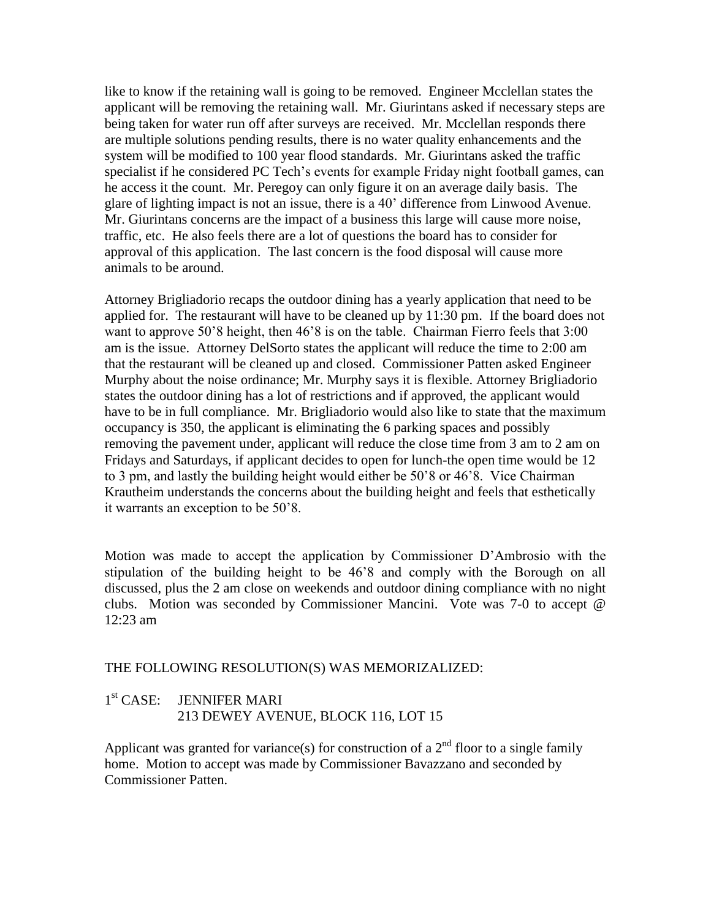like to know if the retaining wall is going to be removed. Engineer Mcclellan states the applicant will be removing the retaining wall. Mr. Giurintans asked if necessary steps are being taken for water run off after surveys are received. Mr. Mcclellan responds there are multiple solutions pending results, there is no water quality enhancements and the system will be modified to 100 year flood standards. Mr. Giurintans asked the traffic specialist if he considered PC Tech's events for example Friday night football games, can he access it the count. Mr. Peregoy can only figure it on an average daily basis. The glare of lighting impact is not an issue, there is a 40' difference from Linwood Avenue. Mr. Giurintans concerns are the impact of a business this large will cause more noise, traffic, etc. He also feels there are a lot of questions the board has to consider for approval of this application. The last concern is the food disposal will cause more animals to be around.

Attorney Brigliadorio recaps the outdoor dining has a yearly application that need to be applied for. The restaurant will have to be cleaned up by 11:30 pm. If the board does not want to approve 50'8 height, then 46'8 is on the table. Chairman Fierro feels that 3:00 am is the issue. Attorney DelSorto states the applicant will reduce the time to 2:00 am that the restaurant will be cleaned up and closed. Commissioner Patten asked Engineer Murphy about the noise ordinance; Mr. Murphy says it is flexible. Attorney Brigliadorio states the outdoor dining has a lot of restrictions and if approved, the applicant would have to be in full compliance. Mr. Brigliadorio would also like to state that the maximum occupancy is 350, the applicant is eliminating the 6 parking spaces and possibly removing the pavement under, applicant will reduce the close time from 3 am to 2 am on Fridays and Saturdays, if applicant decides to open for lunch-the open time would be 12 to 3 pm, and lastly the building height would either be 50'8 or 46'8. Vice Chairman Krautheim understands the concerns about the building height and feels that esthetically it warrants an exception to be 50'8.

Motion was made to accept the application by Commissioner D'Ambrosio with the stipulation of the building height to be 46'8 and comply with the Borough on all discussed, plus the 2 am close on weekends and outdoor dining compliance with no night clubs. Motion was seconded by Commissioner Mancini. Vote was 7-0 to accept @ 12:23 am

THE FOLLOWING RESOLUTION(S) WAS MEMORIZALIZED:

1st CASE: JENNIFER MARI
213 DEWEY AVENUE, BLOCK 116, LOT 15

Applicant was granted for variance(s) for construction of a 2nd floor to a single family home. Motion to accept was made by Commissioner Bavazzano and seconded by Commissioner Patten.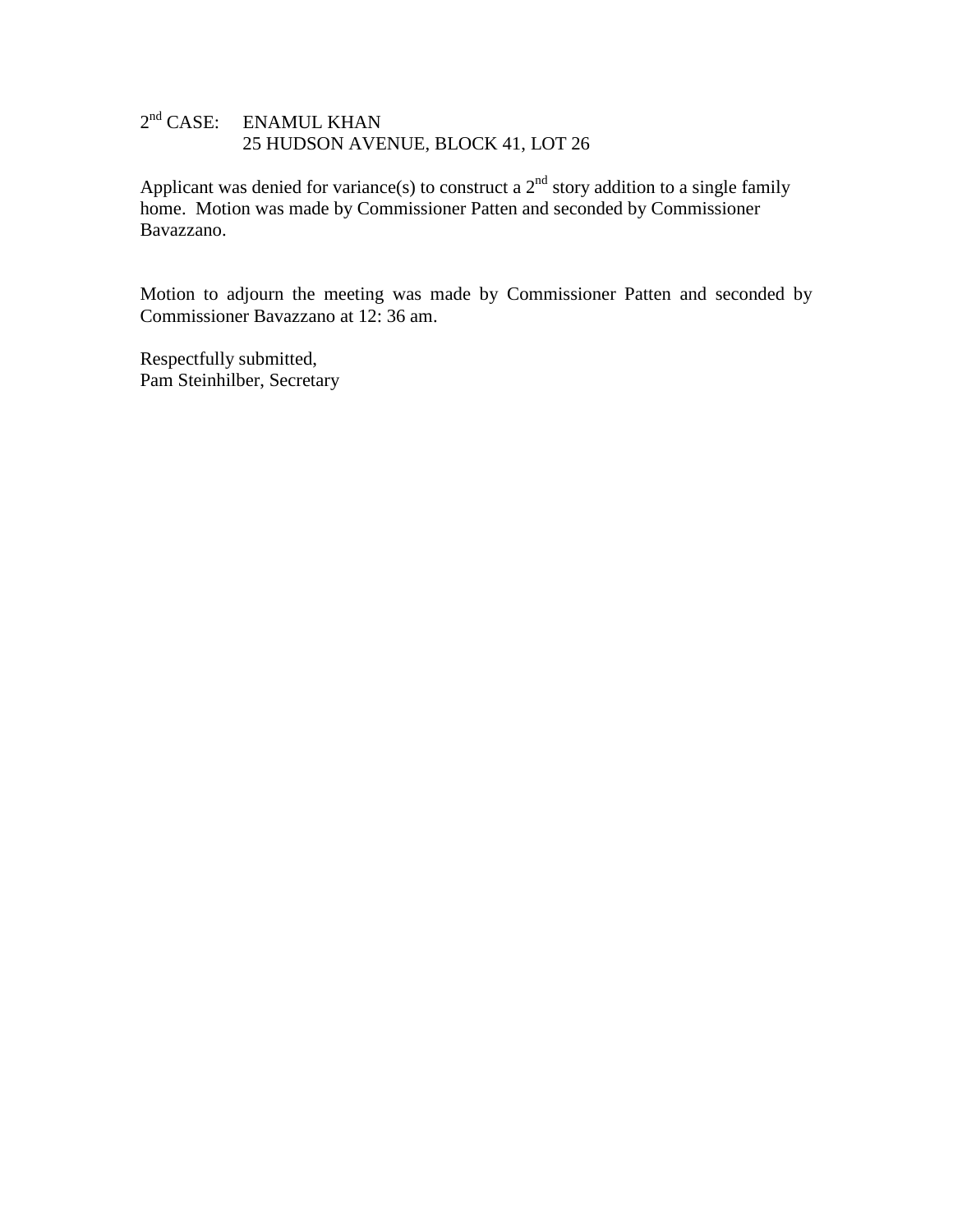2nd CASE: ENAMUL KHAN
25 HUDSON AVENUE, BLOCK 41, LOT 26

Applicant was denied for variance(s) to construct a 2nd story addition to a single family home. Motion was made by Commissioner Patten and seconded by Commissioner Bavazzano.

Motion to adjourn the meeting was made by Commissioner Patten and seconded by Commissioner Bavazzano at 12: 36 am.

Respectfully submitted,
Pam Steinhilber, Secretary